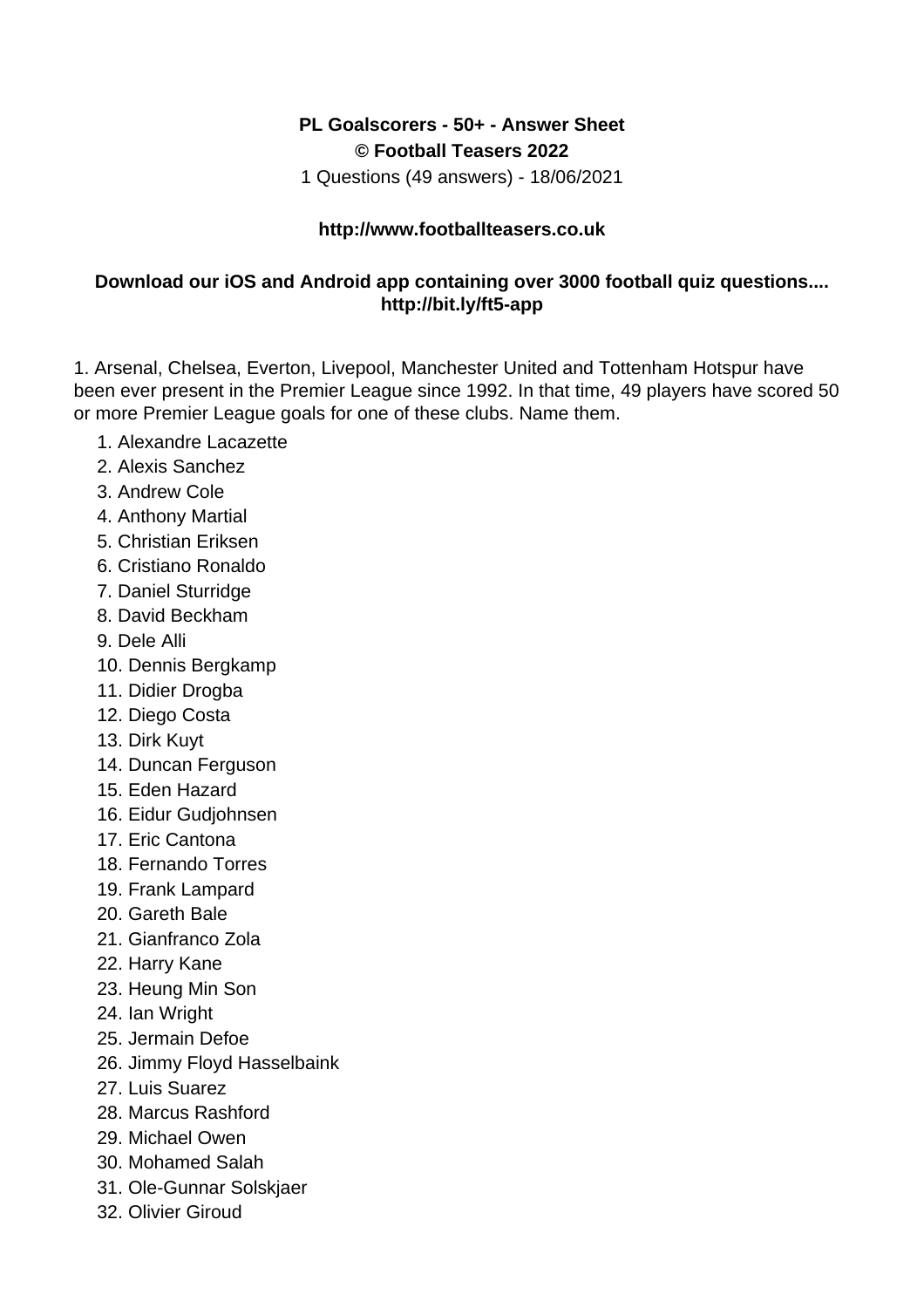**PL Goalscorers - 50+ - Answer Sheet**
**© Football Teasers 2022**

1 Questions (49 answers) - 18/06/2021

**http://www.footballteasers.co.uk**

**Download our iOS and Android app containing over 3000 football quiz questions.... http://bit.ly/ft5-app**

1. Arsenal, Chelsea, Everton, Livepool, Manchester United and Tottenham Hotspur have been ever present in the Premier League since 1992. In that time, 49 players have scored 50 or more Premier League goals for one of these clubs. Name them.

    1. Alexandre Lacazette
    2. Alexis Sanchez
    3. Andrew Cole
    4. Anthony Martial
    5. Christian Eriksen
    6. Cristiano Ronaldo
    7. Daniel Sturridge
    8. David Beckham
    9. Dele Alli
    10. Dennis Bergkamp
    11. Didier Drogba
    12. Diego Costa
    13. Dirk Kuyt
    14. Duncan Ferguson
    15. Eden Hazard
    16. Eidur Gudjohnsen
    17. Eric Cantona
    18. Fernando Torres
    19. Frank Lampard
    20. Gareth Bale
    21. Gianfranco Zola
    22. Harry Kane
    23. Heung Min Son
    24. Ian Wright
    25. Jermain Defoe
    26. Jimmy Floyd Hasselbaink
    27. Luis Suarez
    28. Marcus Rashford
    29. Michael Owen
    30. Mohamed Salah
    31. Ole-Gunnar Solskjaer
    32. Olivier Giroud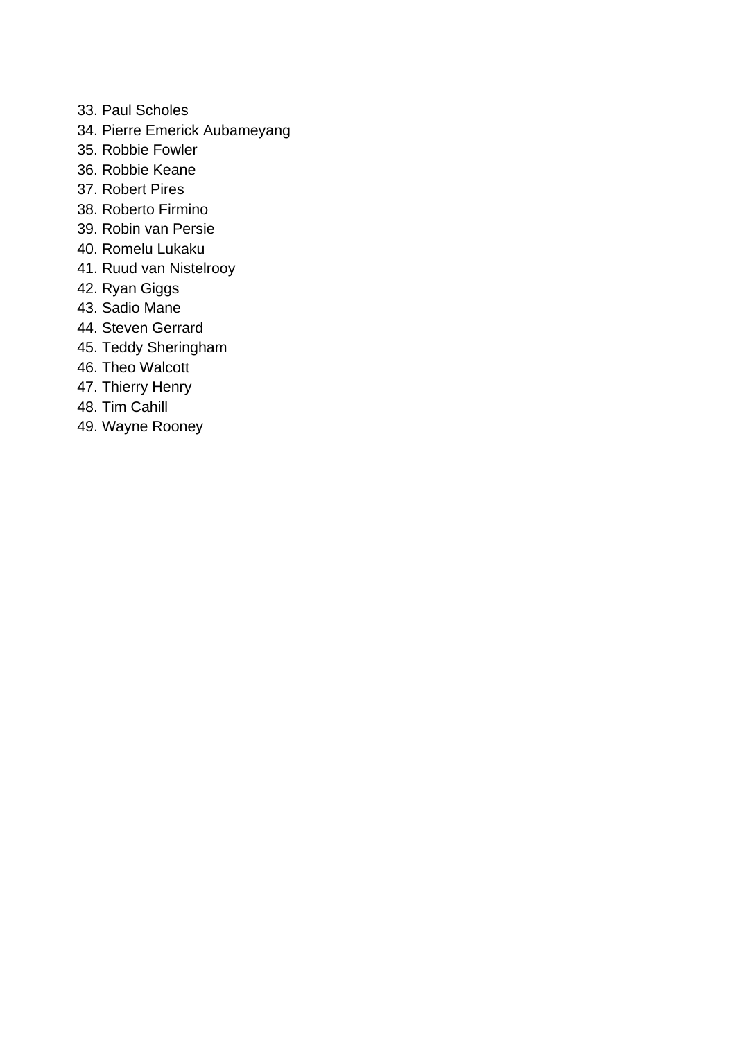33. Paul Scholes
34. Pierre Emerick Aubameyang
35. Robbie Fowler
36. Robbie Keane
37. Robert Pires
38. Roberto Firmino
39. Robin van Persie
40. Romelu Lukaku
41. Ruud van Nistelrooy
42. Ryan Giggs
43. Sadio Mane
44. Steven Gerrard
45. Teddy Sheringham
46. Theo Walcott
47. Thierry Henry
48. Tim Cahill
49. Wayne Rooney